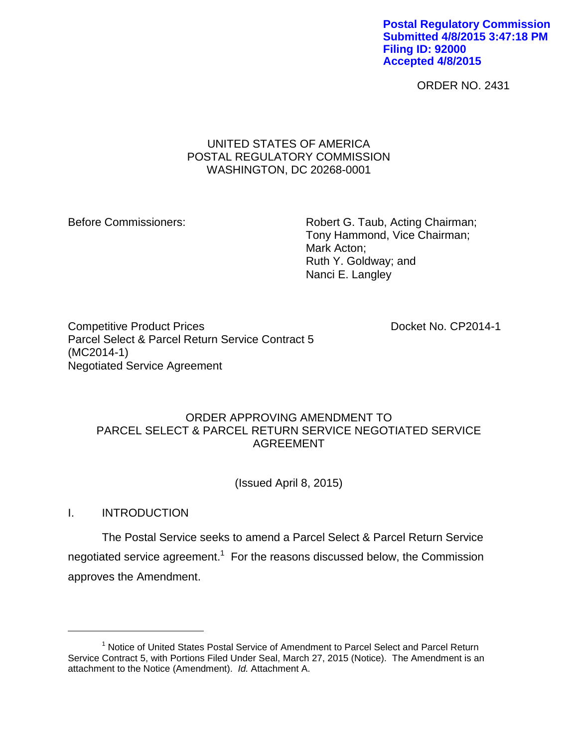**Postal Regulatory Commission**
**Submitted 4/8/2015 3:47:18 PM**
**Filing ID: 92000**
**Accepted 4/8/2015**

ORDER NO. 2431

UNITED STATES OF AMERICA
POSTAL REGULATORY COMMISSION
WASHINGTON, DC 20268-0001

Before Commissioners:

Robert G. Taub, Acting Chairman;
Tony Hammond, Vice Chairman;
Mark Acton;
Ruth Y. Goldway; and
Nanci E. Langley

Competitive Product Prices
Parcel Select & Parcel Return Service Contract 5
(MC2014-1)
Negotiated Service Agreement

Docket No. CP2014-1

ORDER APPROVING AMENDMENT TO
PARCEL SELECT & PARCEL RETURN SERVICE NEGOTIATED SERVICE AGREEMENT

(Issued April 8, 2015)

## I. INTRODUCTION

The Postal Service seeks to amend a Parcel Select & Parcel Return Service negotiated service agreement.[1] For the reasons discussed below, the Commission approves the Amendment.

---

[1] Notice of United States Postal Service of Amendment to Parcel Select and Parcel Return Service Contract 5, with Portions Filed Under Seal, March 27, 2015 (Notice). The Amendment is an attachment to the Notice (Amendment). *Id.* Attachment A.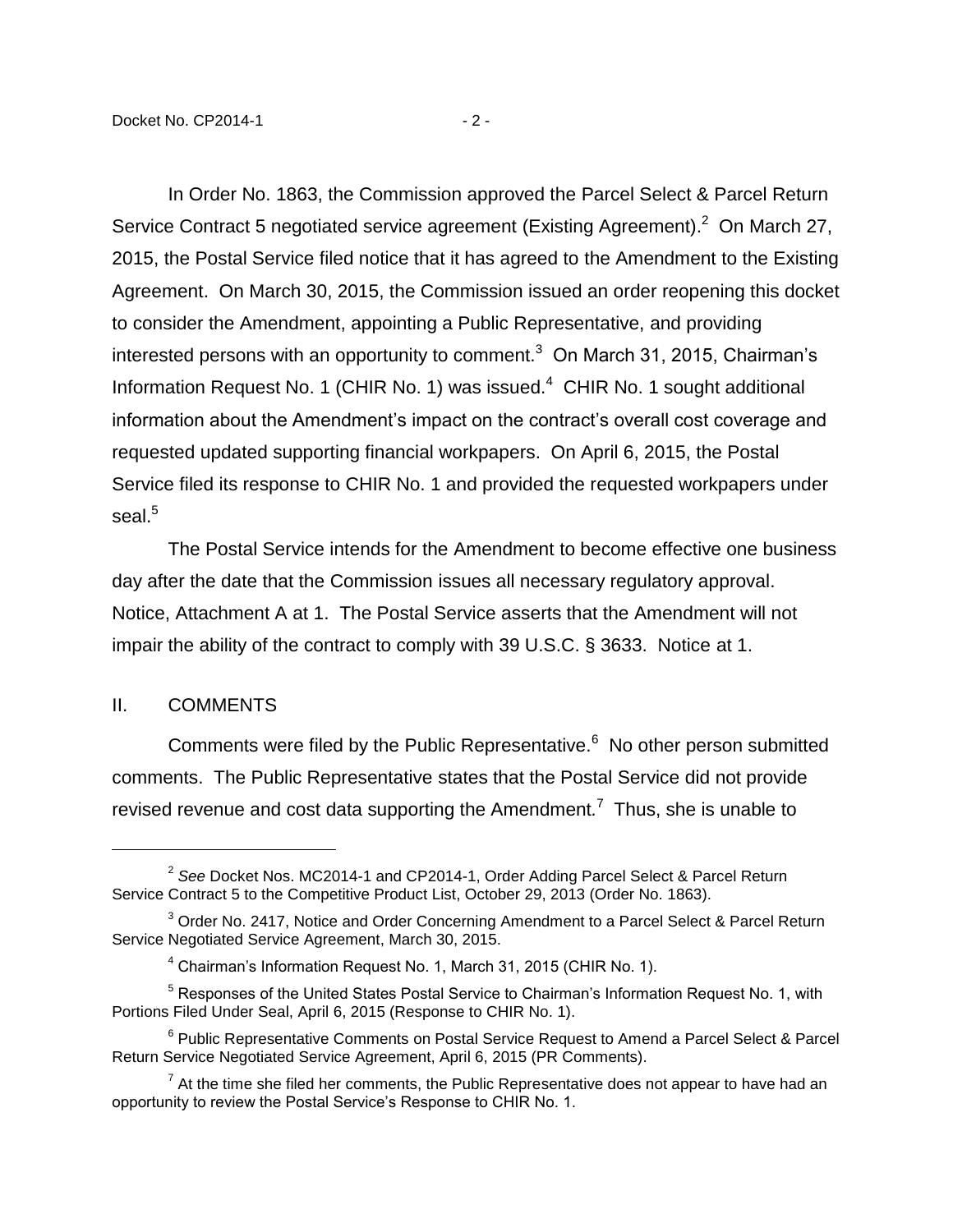In Order No. 1863, the Commission approved the Parcel Select & Parcel Return Service Contract 5 negotiated service agreement (Existing Agreement).[2] On March 27, 2015, the Postal Service filed notice that it has agreed to the Amendment to the Existing Agreement. On March 30, 2015, the Commission issued an order reopening this docket to consider the Amendment, appointing a Public Representative, and providing interested persons with an opportunity to comment.[3] On March 31, 2015, Chairman's Information Request No. 1 (CHIR No. 1) was issued.[4] CHIR No. 1 sought additional information about the Amendment's impact on the contract's overall cost coverage and requested updated supporting financial workpapers. On April 6, 2015, the Postal Service filed its response to CHIR No. 1 and provided the requested workpapers under seal.[5]

The Postal Service intends for the Amendment to become effective one business day after the date that the Commission issues all necessary regulatory approval. Notice, Attachment A at 1. The Postal Service asserts that the Amendment will not impair the ability of the contract to comply with 39 U.S.C. § 3633. Notice at 1.

## II. COMMENTS

Comments were filed by the Public Representative.[6] No other person submitted comments. The Public Representative states that the Postal Service did not provide revised revenue and cost data supporting the Amendment.[7] Thus, she is unable to

---

[2] *See* Docket Nos. MC2014-1 and CP2014-1, Order Adding Parcel Select & Parcel Return Service Contract 5 to the Competitive Product List, October 29, 2013 (Order No. 1863).

[3] Order No. 2417, Notice and Order Concerning Amendment to a Parcel Select & Parcel Return Service Negotiated Service Agreement, March 30, 2015.

[4] Chairman's Information Request No. 1, March 31, 2015 (CHIR No. 1).

[5] Responses of the United States Postal Service to Chairman's Information Request No. 1, with Portions Filed Under Seal, April 6, 2015 (Response to CHIR No. 1).

[6] Public Representative Comments on Postal Service Request to Amend a Parcel Select & Parcel Return Service Negotiated Service Agreement, April 6, 2015 (PR Comments).

[7] At the time she filed her comments, the Public Representative does not appear to have had an opportunity to review the Postal Service's Response to CHIR No. 1.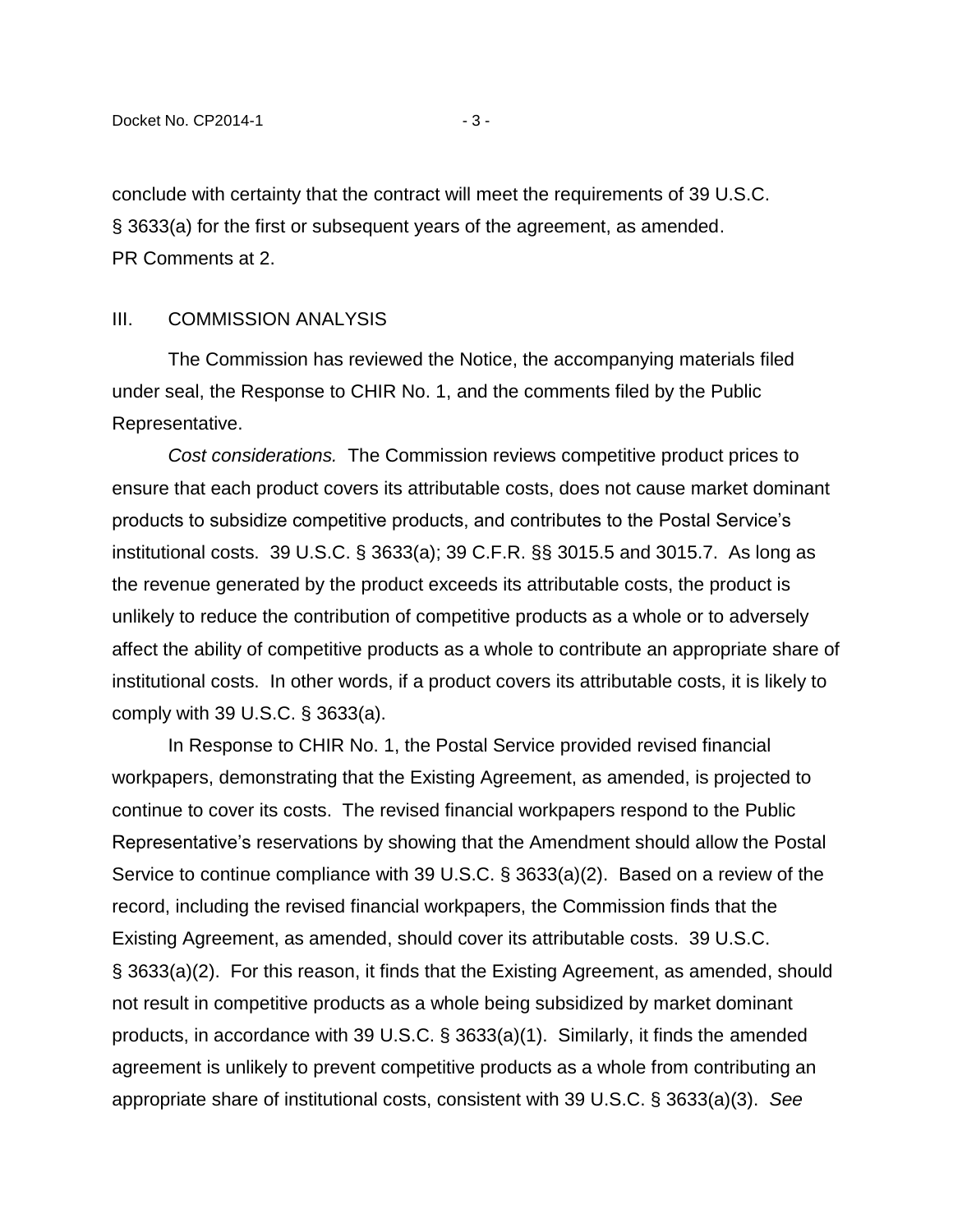conclude with certainty that the contract will meet the requirements of 39 U.S.C. § 3633(a) for the first or subsequent years of the agreement, as amended. PR Comments at 2.

## III. COMMISSION ANALYSIS

The Commission has reviewed the Notice, the accompanying materials filed under seal, the Response to CHIR No. 1, and the comments filed by the Public Representative.

*Cost considerations.* The Commission reviews competitive product prices to ensure that each product covers its attributable costs, does not cause market dominant products to subsidize competitive products, and contributes to the Postal Service's institutional costs. 39 U.S.C. § 3633(a); 39 C.F.R. §§ 3015.5 and 3015.7. As long as the revenue generated by the product exceeds its attributable costs, the product is unlikely to reduce the contribution of competitive products as a whole or to adversely affect the ability of competitive products as a whole to contribute an appropriate share of institutional costs. In other words, if a product covers its attributable costs, it is likely to comply with 39 U.S.C. § 3633(a).

In Response to CHIR No. 1, the Postal Service provided revised financial workpapers, demonstrating that the Existing Agreement, as amended, is projected to continue to cover its costs. The revised financial workpapers respond to the Public Representative's reservations by showing that the Amendment should allow the Postal Service to continue compliance with 39 U.S.C. § 3633(a)(2). Based on a review of the record, including the revised financial workpapers, the Commission finds that the Existing Agreement, as amended, should cover its attributable costs. 39 U.S.C. § 3633(a)(2). For this reason, it finds that the Existing Agreement, as amended, should not result in competitive products as a whole being subsidized by market dominant products, in accordance with 39 U.S.C. § 3633(a)(1). Similarly, it finds the amended agreement is unlikely to prevent competitive products as a whole from contributing an appropriate share of institutional costs, consistent with 39 U.S.C. § 3633(a)(3). *See*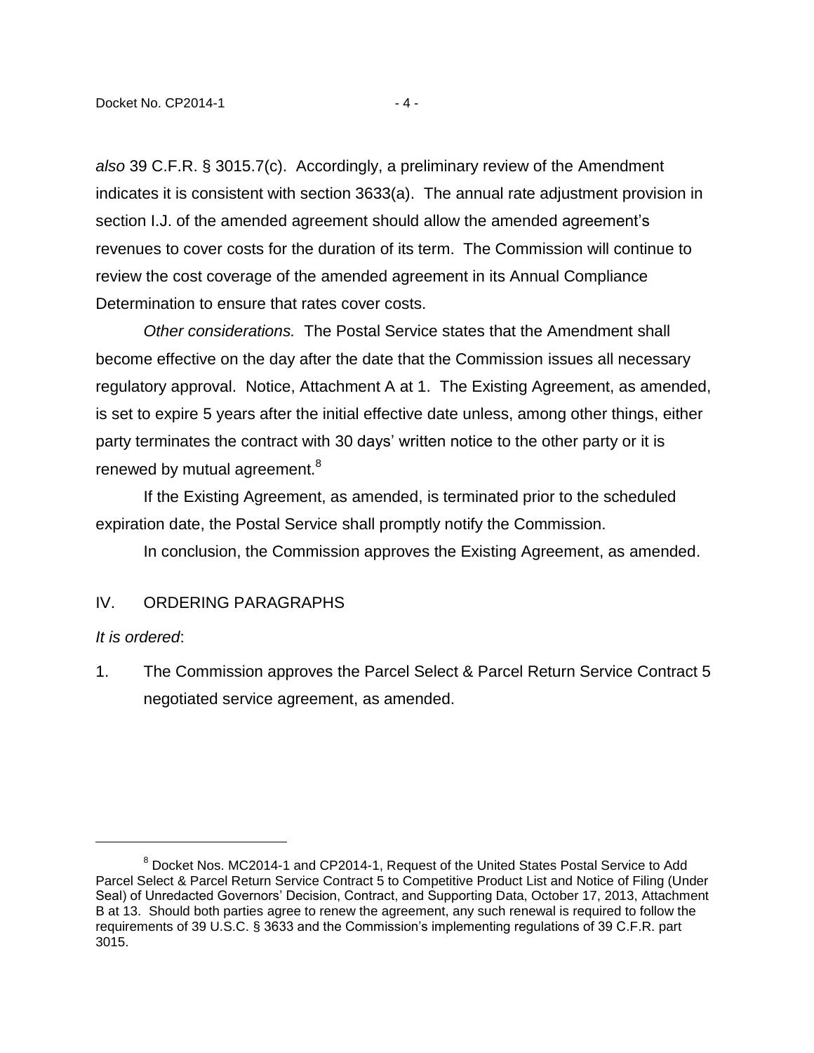*also* 39 C.F.R. § 3015.7(c). Accordingly, a preliminary review of the Amendment indicates it is consistent with section 3633(a). The annual rate adjustment provision in section I.J. of the amended agreement should allow the amended agreement's revenues to cover costs for the duration of its term. The Commission will continue to review the cost coverage of the amended agreement in its Annual Compliance Determination to ensure that rates cover costs.

*Other considerations.* The Postal Service states that the Amendment shall become effective on the day after the date that the Commission issues all necessary regulatory approval. Notice, Attachment A at 1. The Existing Agreement, as amended, is set to expire 5 years after the initial effective date unless, among other things, either party terminates the contract with 30 days' written notice to the other party or it is renewed by mutual agreement.[8]

If the Existing Agreement, as amended, is terminated prior to the scheduled expiration date, the Postal Service shall promptly notify the Commission.

In conclusion, the Commission approves the Existing Agreement, as amended.

## IV. ORDERING PARAGRAPHS

*It is ordered*:

1. The Commission approves the Parcel Select & Parcel Return Service Contract 5 negotiated service agreement, as amended.

---

[8] Docket Nos. MC2014-1 and CP2014-1, Request of the United States Postal Service to Add Parcel Select & Parcel Return Service Contract 5 to Competitive Product List and Notice of Filing (Under Seal) of Unredacted Governors' Decision, Contract, and Supporting Data, October 17, 2013, Attachment B at 13. Should both parties agree to renew the agreement, any such renewal is required to follow the requirements of 39 U.S.C. § 3633 and the Commission's implementing regulations of 39 C.F.R. part 3015.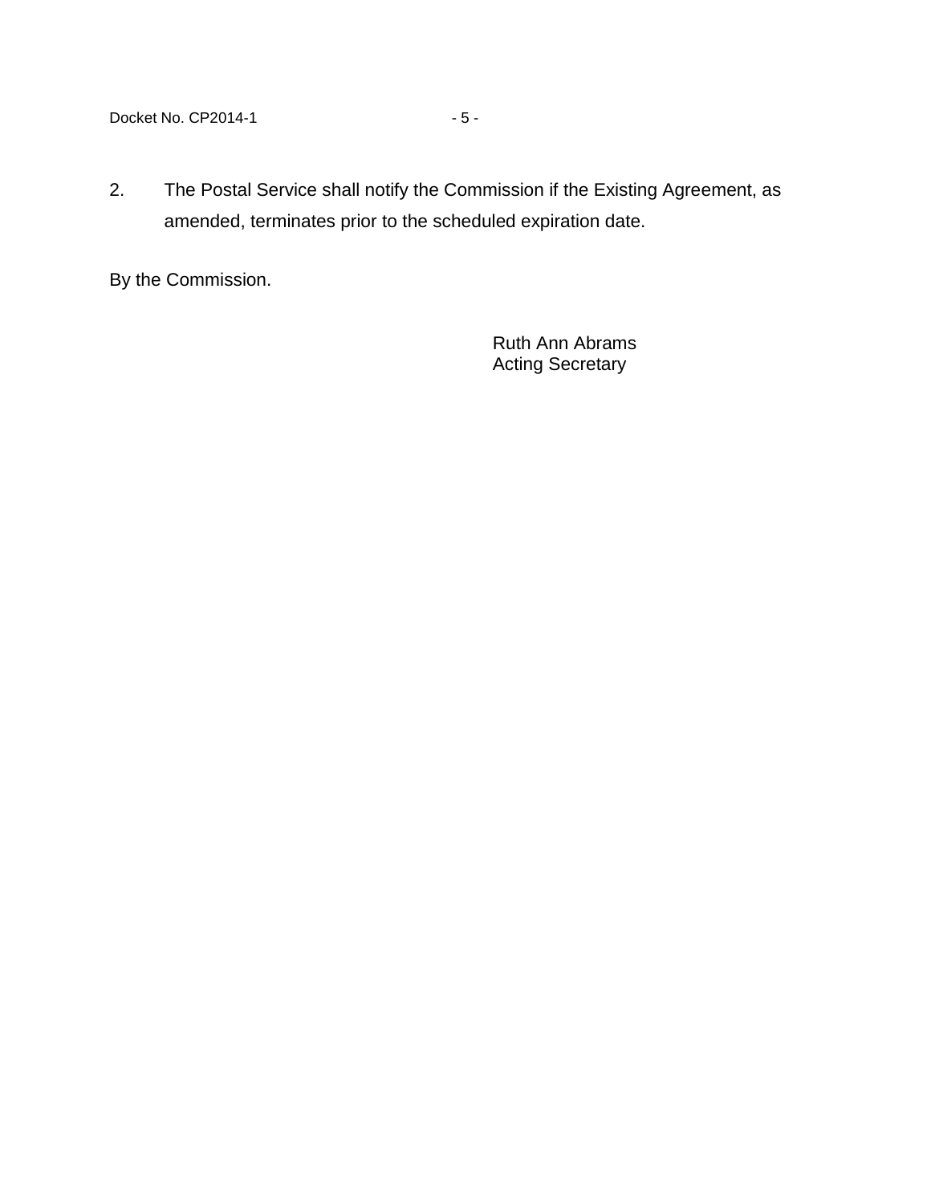2. The Postal Service shall notify the Commission if the Existing Agreement, as amended, terminates prior to the scheduled expiration date.

By the Commission.

Ruth Ann Abrams
Acting Secretary